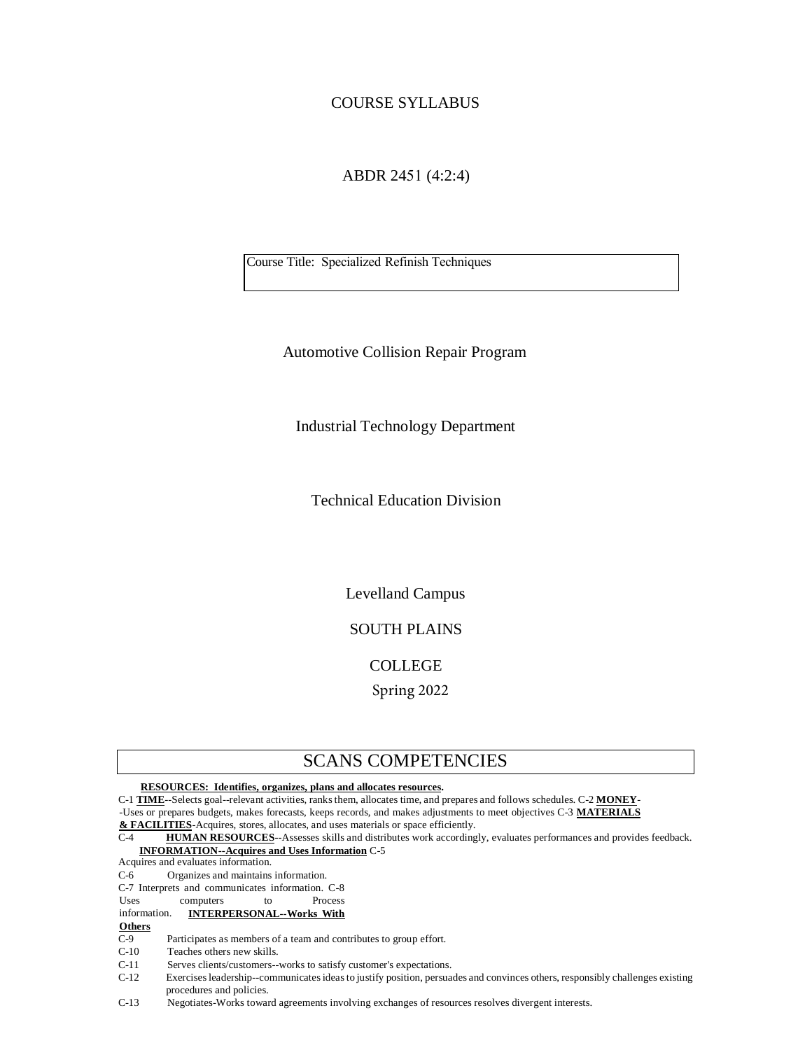COURSE SYLLABUS

ABDR 2451 (4:2:4)

Course Title: Specialized Refinish Techniques

Automotive Collision Repair Program

Industrial Technology Department

Technical Education Division

Levelland Campus

SOUTH PLAINS

COLLEGE

Spring 2022

## SCANS COMPETENCIES

**RESOURCES: Identifies, organizes, plans and allocates resources.**

C-1 **TIME**--Selects goal--relevant activities, ranks them, allocates time, and prepares and follows schedules. C-2 **MONEY**--Uses or prepares budgets, makes forecasts, keeps records, and makes adjustments to meet objectives C-3 **MATERIALS & FACILITIES**-Acquires, stores, allocates, and uses materials or space efficiently.

C-4 **HUMAN RESOURCES**--Assesses skills and distributes work accordingly, evaluates performances and provides feedback.

**INFORMATION--Acquires and Uses Information** C-5 Acquires and evaluates information.

C-6 Organizes and maintains information.

C-7 Interprets and communicates information. C-8 Uses computers to Process information. **INTERPERSONAL--Works With Others**

C-9 Participates as members of a team and contributes to group effort.

C-10 Teaches others new skills.

C-11 Serves clients/customers--works to satisfy customer's expectations.

C-12 Exercises leadership--communicates ideas to justify position, persuades and convinces others, responsibly challenges existing procedures and policies.

C-13 Negotiates-Works toward agreements involving exchanges of resources resolves divergent interests.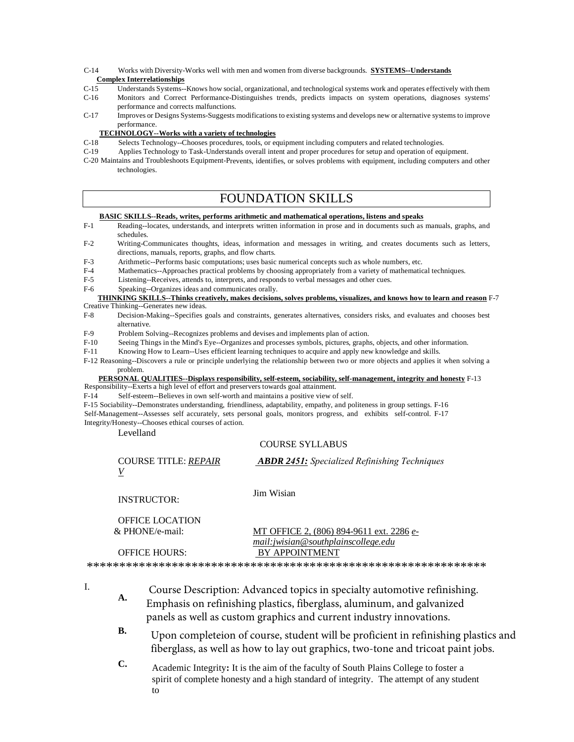C-14 Works with Diversity-Works well with men and women from diverse backgrounds. **SYSTEMS--Understands Complex Interrelationships**

C-15 Understands Systems--Knows how social, organizational, and technological systems work and operates effectively with them

C-16 Monitors and Correct Performance-Distinguishes trends, predicts impacts on system operations, diagnoses systems' performance and corrects malfunctions.

C-17 Improves or Designs Systems-Suggests modifications to existing systems and develops new or alternative systems to improve performance.

**TECHNOLOGY--Works with a variety of technologies**

C-18 Selects Technology--Chooses procedures, tools, or equipment including computers and related technologies.

C-19 Applies Technology to Task-Understands overall intent and proper procedures for setup and operation of equipment.

C-20 Maintains and Troubleshoots Equipment-Prevents, identifies, or solves problems with equipment, including computers and other technologies.

# FOUNDATION SKILLS

**BASIC SKILLS--Reads, writes, performs arithmetic and mathematical operations, listens and speaks**

F-1 Reading--locates, understands, and interprets written information in prose and in documents such as manuals, graphs, and schedules.

F-2 Writing-Communicates thoughts, ideas, information and messages in writing, and creates documents such as letters, directions, manuals, reports, graphs, and flow charts.

F-3 Arithmetic--Performs basic computations; uses basic numerical concepts such as whole numbers, etc.

F-4 Mathematics--Approaches practical problems by choosing appropriately from a variety of mathematical techniques.

F-5 Listening--Receives, attends to, interprets, and responds to verbal messages and other cues.

F-6 Speaking--Organizes ideas and communicates orally.

**THINKING SKILLS--Thinks creatively, makes decisions, solves problems, visualizes, and knows how to learn and reason**

F-7 Creative Thinking--Generates new ideas.

F-8 Decision-Making--Specifies goals and constraints, generates alternatives, considers risks, and evaluates and chooses best alternative.

F-9 Problem Solving--Recognizes problems and devises and implements plan of action.

F-10 Seeing Things in the Mind's Eye--Organizes and processes symbols, pictures, graphs, objects, and other information.

F-11 Knowing How to Learn--Uses efficient learning techniques to acquire and apply new knowledge and skills.

F-12 Reasoning--Discovers a rule or principle underlying the relationship between two or more objects and applies it when solving a problem.

**PERSONAL QUALITIES--Displays responsibility, self-esteem, sociability, self-management, integrity and honesty**

F-13 Responsibility--Exerts a high level of effort and preservers towards goal attainment.

F-14 Self-esteem--Believes in own self-worth and maintains a positive view of self.

F-15 Sociability--Demonstrates understanding, friendliness, adaptability, empathy, and politeness in group settings.

F-16 Self-Management--Assesses self accurately, sets personal goals, monitors progress, and exhibits self-control.

F-17 Integrity/Honesty--Chooses ethical courses of action.

Levelland

COURSE SYLLABUS

| | |
|---|---|
| COURSE TITLE: *REPAIR V* | ***ABDR 2451:*** *Specialized Refinishing Techniques* |
| INSTRUCTOR: | Jim Wisian |
| OFFICE LOCATION & PHONE/e-mail: | MT OFFICE 2, (806) 894-9611 ext. 2286 *e-mail:jwisian@southplainscollege.edu* |
| OFFICE HOURS: | BY APPOINTMENT |

\*\*\*\*\*\*\*\*\*\*\*\*\*\*\*\*\*\*\*\*\*\*\*\*\*\*\*\*\*\*\*\*\*\*\*\*\*\*\*\*\*\*\*\*\*\*\*\*\*\*\*\*\*\*\*\*\*\*\*\*\*

I.

**A.** Course Description: Advanced topics in specialty automotive refinishing. Emphasis on refinishing plastics, fiberglass, aluminum, and galvanized panels as well as custom graphics and current industry innovations.

**B.** Upon completeion of course, student will be proficient in refinishing plastics and fiberglass, as well as how to lay out graphics, two-tone and tricoat paint jobs.

**C.** Academic Integrity**:** It is the aim of the faculty of South Plains College to foster a spirit of complete honesty and a high standard of integrity. The attempt of any student to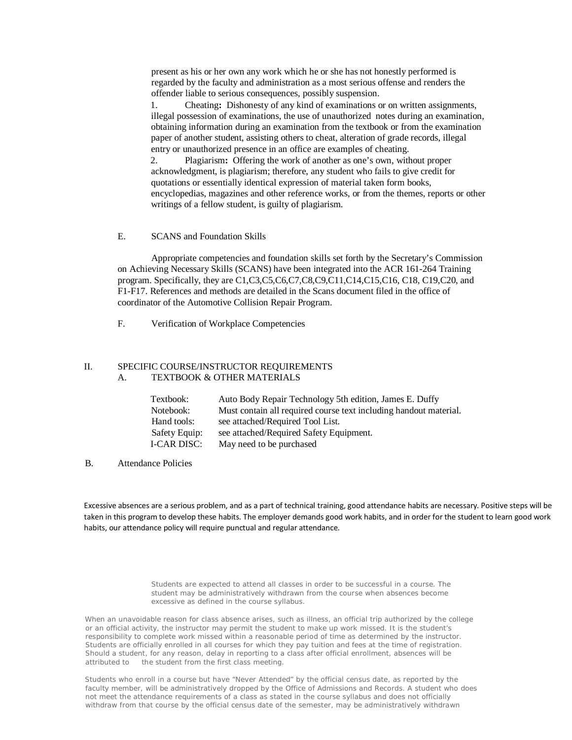present as his or her own any work which he or she has not honestly performed is regarded by the faculty and administration as a most serious offense and renders the offender liable to serious consequences, possibly suspension.

1. Cheating**:** Dishonesty of any kind of examinations or on written assignments, illegal possession of examinations, the use of unauthorized notes during an examination, obtaining information during an examination from the textbook or from the examination paper of another student, assisting others to cheat, alteration of grade records, illegal entry or unauthorized presence in an office are examples of cheating.

2. Plagiarism**:** Offering the work of another as one's own, without proper acknowledgment, is plagiarism; therefore, any student who fails to give credit for quotations or essentially identical expression of material taken form books, encyclopedias, magazines and other reference works, or from the themes, reports or other writings of a fellow student, is guilty of plagiarism.

E. SCANS and Foundation Skills

Appropriate competencies and foundation skills set forth by the Secretary's Commission on Achieving Necessary Skills (SCANS) have been integrated into the ACR 161-264 Training program. Specifically, they are C1,C3,C5,C6,C7,C8,C9,C11,C14,C15,C16, C18, C19,C20, and F1-F17. References and methods are detailed in the Scans document filed in the office of coordinator of the Automotive Collision Repair Program.

F. Verification of Workplace Competencies

II. SPECIFIC COURSE/INSTRUCTOR REQUIREMENTS

A. TEXTBOOK & OTHER MATERIALS

| | |
|---|---|
| Textbook: | Auto Body Repair Technology 5th edition, James E. Duffy |
| Notebook: | Must contain all required course text including handout material. |
| Hand tools: | see attached/Required Tool List. |
| Safety Equip: | see attached/Required Safety Equipment. |
| I-CAR DISC: | May need to be purchased |

B. Attendance Policies

Excessive absences are a serious problem, and as a part of technical training, good attendance habits are necessary. Positive steps will be taken in this program to develop these habits. The employer demands good work habits, and in order for the student to learn good work habits, our attendance policy will require punctual and regular attendance.

Students are expected to attend all classes in order to be successful in a course. The student may be administratively withdrawn from the course when absences become excessive as defined in the course syllabus.

When an unavoidable reason for class absence arises, such as illness, an official trip authorized by the college or an official activity, the instructor may permit the student to make up work missed. It is the student's responsibility to complete work missed within a reasonable period of time as determined by the instructor. Students are officially enrolled in all courses for which they pay tuition and fees at the time of registration. Should a student, for any reason, delay in reporting to a class after official enrollment, absences will be attributed to the student from the first class meeting.

Students who enroll in a course but have "Never Attended" by the official census date, as reported by the faculty member, will be administratively dropped by the Office of Admissions and Records. A student who does not meet the attendance requirements of a class as stated in the course syllabus and does not officially withdraw from that course by the official census date of the semester, may be administratively withdrawn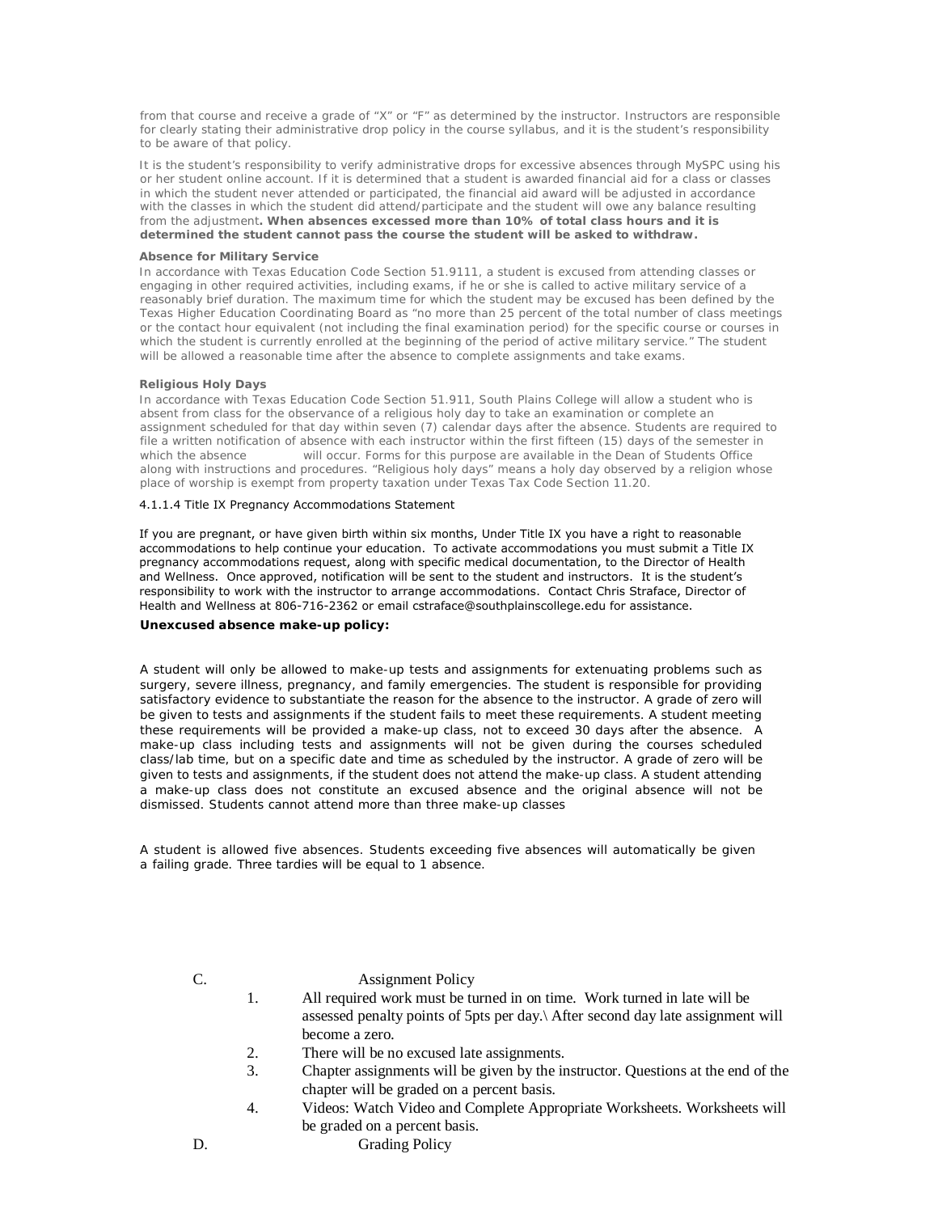from that course and receive a grade of "X" or "F" as determined by the instructor. Instructors are responsible for clearly stating their administrative drop policy in the course syllabus, and it is the student's responsibility to be aware of that policy.

It is the student's responsibility to verify administrative drops for excessive absences through MySPC using his or her student online account. If it is determined that a student is awarded financial aid for a class or classes in which the student never attended or participated, the financial aid award will be adjusted in accordance with the classes in which the student did attend/participate and the student will owe any balance resulting from the adjustment**. When absences excessed more than 10% of total class hours and it is determined the student cannot pass the course the student will be asked to withdraw.**

**Absence for Military Service**

In accordance with Texas Education Code Section 51.9111, a student is excused from attending classes or engaging in other required activities, including exams, if he or she is called to active military service of a reasonably brief duration. The maximum time for which the student may be excused has been defined by the Texas Higher Education Coordinating Board as "no more than 25 percent of the total number of class meetings or the contact hour equivalent (not including the final examination period) for the specific course or courses in which the student is currently enrolled at the beginning of the period of active military service." The student will be allowed a reasonable time after the absence to complete assignments and take exams.

**Religious Holy Days**

In accordance with Texas Education Code Section 51.911, South Plains College will allow a student who is absent from class for the observance of a religious holy day to take an examination or complete an assignment scheduled for that day within seven (7) calendar days after the absence. Students are required to file a written notification of absence with each instructor within the first fifteen (15) days of the semester in which the absence will occur. Forms for this purpose are available in the Dean of Students Office along with instructions and procedures. "Religious holy days" means a holy day observed by a religion whose place of worship is exempt from property taxation under Texas Tax Code Section 11.20.

4.1.1.4 Title IX Pregnancy Accommodations Statement

If you are pregnant, or have given birth within six months, Under Title IX you have a right to reasonable accommodations to help continue your education. To activate accommodations you must submit a Title IX pregnancy accommodations request, along with specific medical documentation, to the Director of Health and Wellness. Once approved, notification will be sent to the student and instructors. It is the student's responsibility to work with the instructor to arrange accommodations. Contact Chris Straface, Director of Health and Wellness at 806-716-2362 or email cstraface@southplainscollege.edu for assistance.

**Unexcused absence make-up policy:**

A student will only be allowed to make-up tests and assignments for extenuating problems such as surgery, severe illness, pregnancy, and family emergencies. The student is responsible for providing satisfactory evidence to substantiate the reason for the absence to the instructor. A grade of zero will be given to tests and assignments if the student fails to meet these requirements. A student meeting these requirements will be provided a make-up class, not to exceed 30 days after the absence. A make-up class including tests and assignments will not be given during the courses scheduled class/lab time, but on a specific date and time as scheduled by the instructor. A grade of zero will be given to tests and assignments, if the student does not attend the make-up class. A student attending a make-up class does not constitute an excused absence and the original absence will not be dismissed. Students cannot attend more than three make-up classes

A student is allowed five absences. Students exceeding five absences will automatically be given a failing grade. Three tardies will be equal to 1 absence.

C. Assignment Policy

1. All required work must be turned in on time. Work turned in late will be assessed penalty points of 5pts per day.\ After second day late assignment will become a zero.
2. There will be no excused late assignments.
3. Chapter assignments will be given by the instructor. Questions at the end of the chapter will be graded on a percent basis.
4. Videos: Watch Video and Complete Appropriate Worksheets. Worksheets will be graded on a percent basis.

D. Grading Policy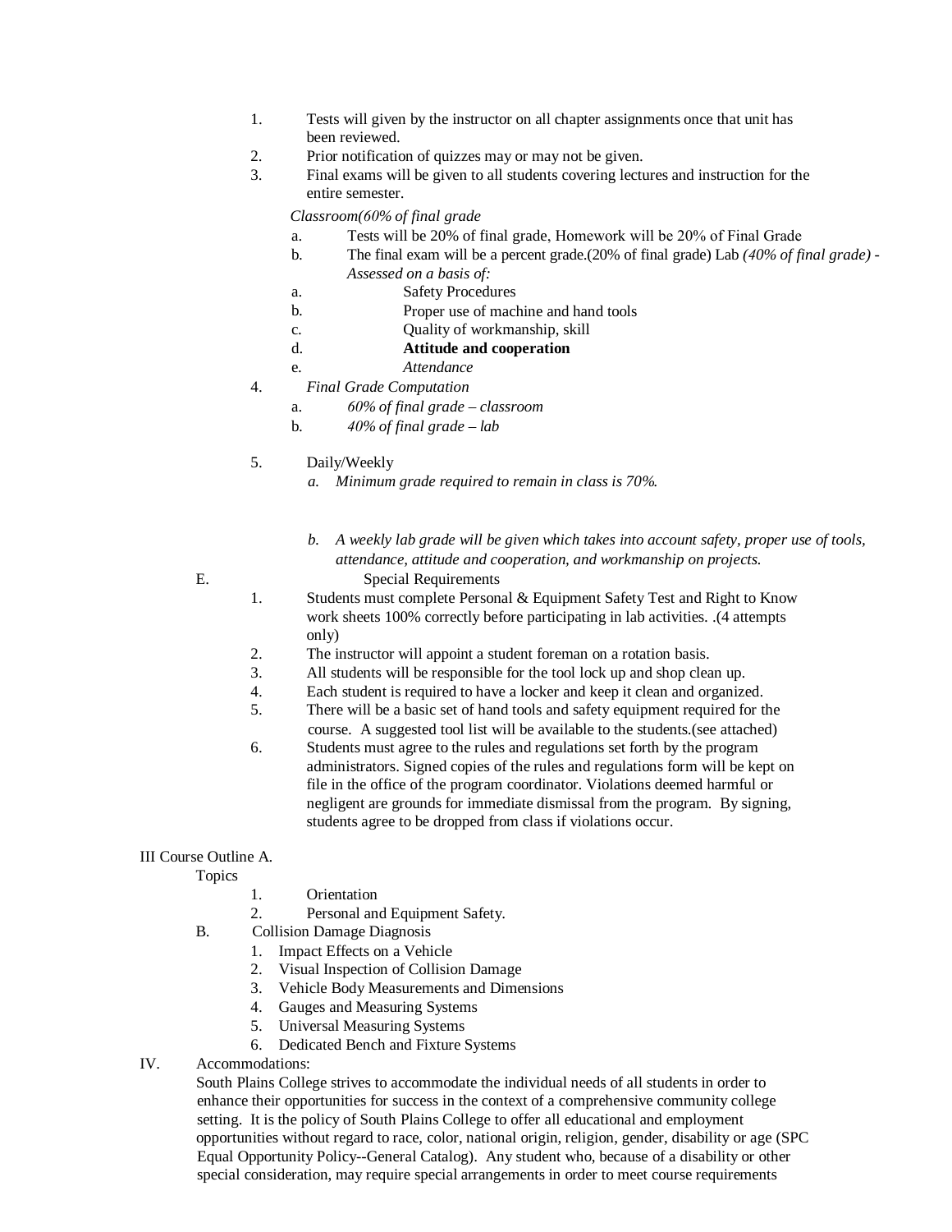1. Tests will given by the instructor on all chapter assignments once that unit has been reviewed.
2. Prior notification of quizzes may or may not be given.
3. Final exams will be given to all students covering lectures and instruction for the entire semester.

   *Classroom(60% of final grade*

   a. Tests will be 20% of final grade, Homework will be 20% of Final Grade
   b. The final exam will be a percent grade.(20% of final grade) Lab *(40% of final grade) - Assessed on a basis of:*

   a. Safety Procedures
   b. Proper use of machine and hand tools
   c. Quality of workmanship, skill
   d. **Attitude and cooperation**
   e. *Attendance*
4. *Final Grade Computation*
   a. *60% of final grade – classroom*
   b. *40% of final grade – lab*
5. Daily/Weekly
   a. *Minimum grade required to remain in class is 70%.*

   b. *A weekly lab grade will be given which takes into account safety, proper use of tools, attendance, attitude and cooperation, and workmanship on projects.*

E. Special Requirements

1. Students must complete Personal & Equipment Safety Test and Right to Know work sheets 100% correctly before participating in lab activities. .(4 attempts only)
2. The instructor will appoint a student foreman on a rotation basis.
3. All students will be responsible for the tool lock up and shop clean up.
4. Each student is required to have a locker and keep it clean and organized.
5. There will be a basic set of hand tools and safety equipment required for the course. A suggested tool list will be available to the students.(see attached)
6. Students must agree to the rules and regulations set forth by the program administrators. Signed copies of the rules and regulations form will be kept on file in the office of the program coordinator. Violations deemed harmful or negligent are grounds for immediate dismissal from the program. By signing, students agree to be dropped from class if violations occur.

III Course Outline A.

Topics

1. Orientation
2. Personal and Equipment Safety.

B. Collision Damage Diagnosis

1. Impact Effects on a Vehicle
2. Visual Inspection of Collision Damage
3. Vehicle Body Measurements and Dimensions
4. Gauges and Measuring Systems
5. Universal Measuring Systems
6. Dedicated Bench and Fixture Systems

IV. Accommodations:

South Plains College strives to accommodate the individual needs of all students in order to enhance their opportunities for success in the context of a comprehensive community college setting. It is the policy of South Plains College to offer all educational and employment opportunities without regard to race, color, national origin, religion, gender, disability or age (SPC Equal Opportunity Policy--General Catalog). Any student who, because of a disability or other special consideration, may require special arrangements in order to meet course requirements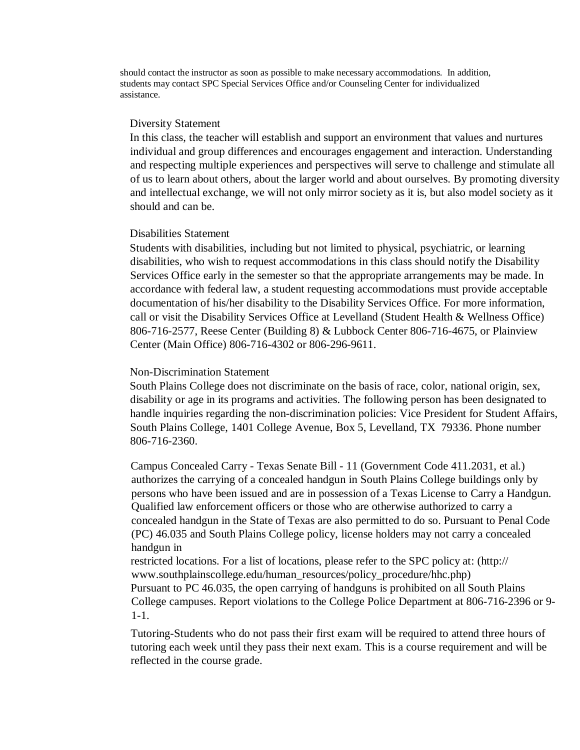should contact the instructor as soon as possible to make necessary accommodations. In addition, students may contact SPC Special Services Office and/or Counseling Center for individualized assistance.

## Diversity Statement

In this class, the teacher will establish and support an environment that values and nurtures individual and group differences and encourages engagement and interaction. Understanding and respecting multiple experiences and perspectives will serve to challenge and stimulate all of us to learn about others, about the larger world and about ourselves. By promoting diversity and intellectual exchange, we will not only mirror society as it is, but also model society as it should and can be.

## Disabilities Statement

Students with disabilities, including but not limited to physical, psychiatric, or learning disabilities, who wish to request accommodations in this class should notify the Disability Services Office early in the semester so that the appropriate arrangements may be made. In accordance with federal law, a student requesting accommodations must provide acceptable documentation of his/her disability to the Disability Services Office. For more information, call or visit the Disability Services Office at Levelland (Student Health & Wellness Office) 806-716-2577, Reese Center (Building 8) & Lubbock Center 806-716-4675, or Plainview Center (Main Office) 806-716-4302 or 806-296-9611.

## Non-Discrimination Statement

South Plains College does not discriminate on the basis of race, color, national origin, sex, disability or age in its programs and activities. The following person has been designated to handle inquiries regarding the non-discrimination policies: Vice President for Student Affairs, South Plains College, 1401 College Avenue, Box 5, Levelland, TX 79336. Phone number 806-716-2360.

Campus Concealed Carry - Texas Senate Bill - 11 (Government Code 411.2031, et al.) authorizes the carrying of a concealed handgun in South Plains College buildings only by persons who have been issued and are in possession of a Texas License to Carry a Handgun. Qualified law enforcement officers or those who are otherwise authorized to carry a concealed handgun in the State of Texas are also permitted to do so. Pursuant to Penal Code (PC) 46.035 and South Plains College policy, license holders may not carry a concealed handgun in restricted locations. For a list of locations, please refer to the SPC policy at: (http://www.southplainscollege.edu/human_resources/policy_procedure/hhc.php)
Pursuant to PC 46.035, the open carrying of handguns is prohibited on all South Plains College campuses. Report violations to the College Police Department at 806-716-2396 or 9-1-1.

Tutoring-Students who do not pass their first exam will be required to attend three hours of tutoring each week until they pass their next exam. This is a course requirement and will be reflected in the course grade.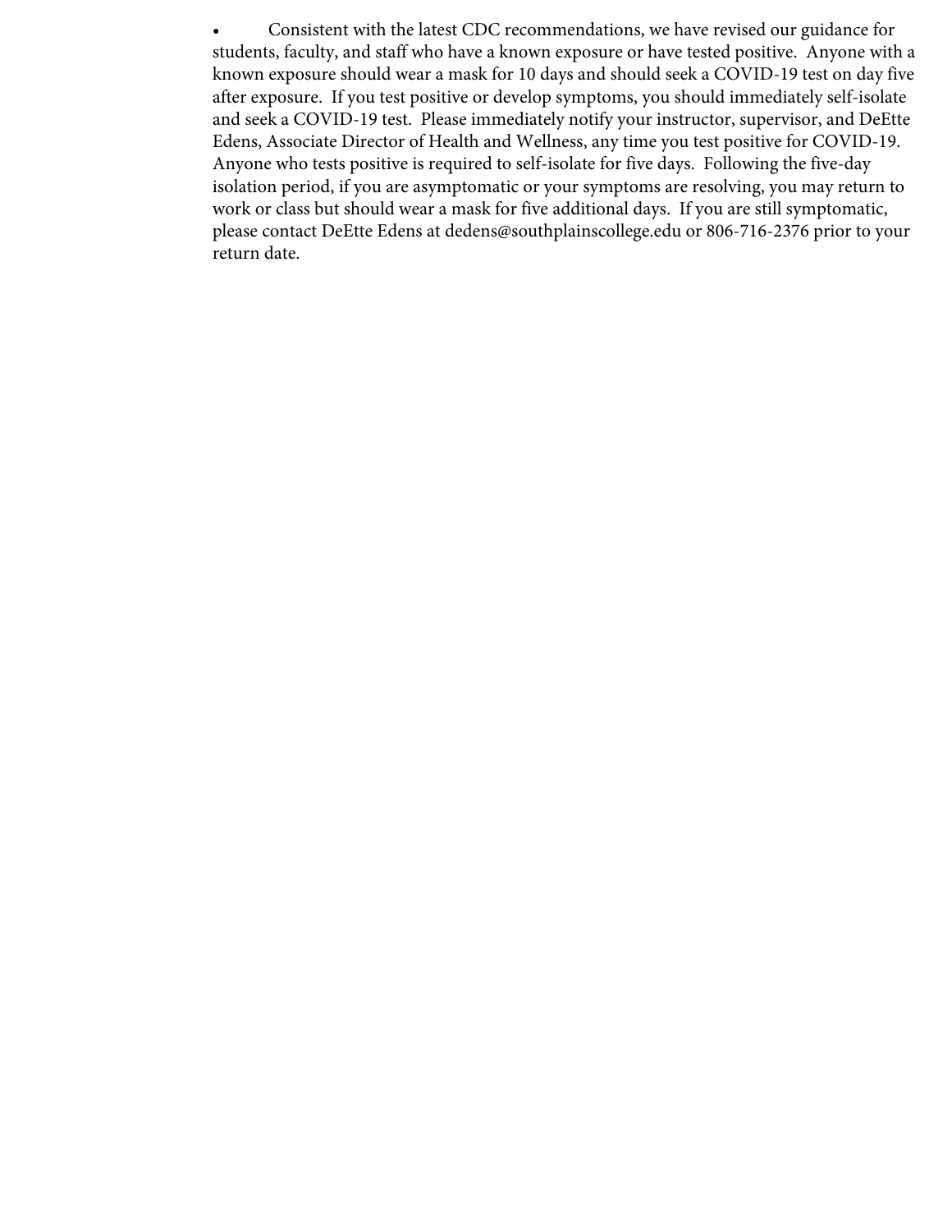- Consistent with the latest CDC recommendations, we have revised our guidance for students, faculty, and staff who have a known exposure or have tested positive. Anyone with a known exposure should wear a mask for 10 days and should seek a COVID-19 test on day five after exposure. If you test positive or develop symptoms, you should immediately self-isolate and seek a COVID-19 test. Please immediately notify your instructor, supervisor, and DeEtte Edens, Associate Director of Health and Wellness, any time you test positive for COVID-19. Anyone who tests positive is required to self-isolate for five days. Following the five-day isolation period, if you are asymptomatic or your symptoms are resolving, you may return to work or class but should wear a mask for five additional days. If you are still symptomatic, please contact DeEtte Edens at dedens@southplainscollege.edu or 806-716-2376 prior to your return date.